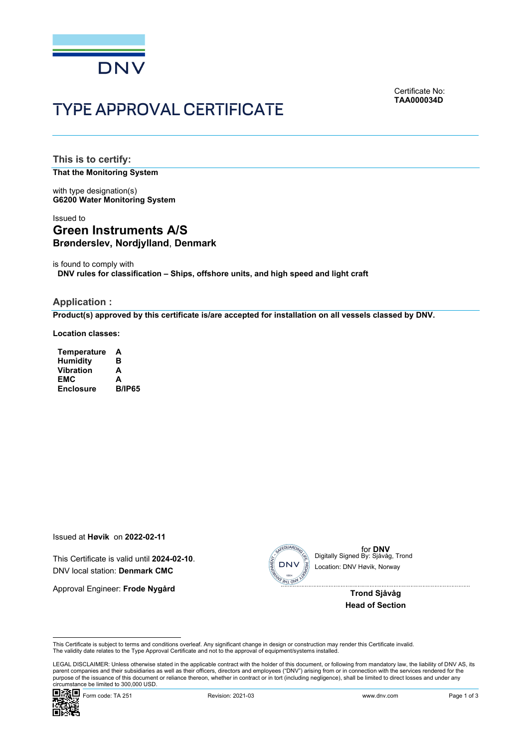DNV

# TYPE APPROVAL CERTIFICATE

Certificate No:
**TAA000034D**

## This is to certify:

**That the Monitoring System**

with type designation(s)
**G6200 Water Monitoring System**

Issued to
## Green Instruments A/S
**Brønderslev, Nordjylland**, **Denmark**

is found to comply with
**DNV rules for classification – Ships, offshore units, and high speed and light craft**

## Application :

**Product(s) approved by this certificate is/are accepted for installation on all vessels classed by DNV.**

**Location classes:**

| | |
|---|---|
| **Temperature** | **A** |
| **Humidity** | **B** |
| **Vibration** | **A** |
| **EMC** | **A** |
| **Enclosure** | **B/IP65** |

Issued at **Høvik** on **2022-02-11**

This Certificate is valid until **2024-02-10**.
DNV local station: **Denmark CMC**

Approval Engineer: **Frode Nygård**

for **DNV**
Digitally Signed By: Sjåvåg, Trond
Location: DNV Høvik, Norway

**Trond Sjåvåg**
**Head of Section**

This Certificate is subject to terms and conditions overleaf. Any significant change in design or construction may render this Certificate invalid.
The validity date relates to the Type Approval Certificate and not to the approval of equipment/systems installed.

LEGAL DISCLAIMER: Unless otherwise stated in the applicable contract with the holder of this document, or following from mandatory law, the liability of DNV AS, its parent companies and their subsidiaries as well as their officers, directors and employees ("DNV") arising from or in connection with the services rendered for the purpose of the issuance of this document or reliance thereon, whether in contract or in tort (including negligence), shall be limited to direct losses and under any circumstance be limited to 300,000 USD.

Form code: TA 251 Revision: 2021-03 www.dnv.com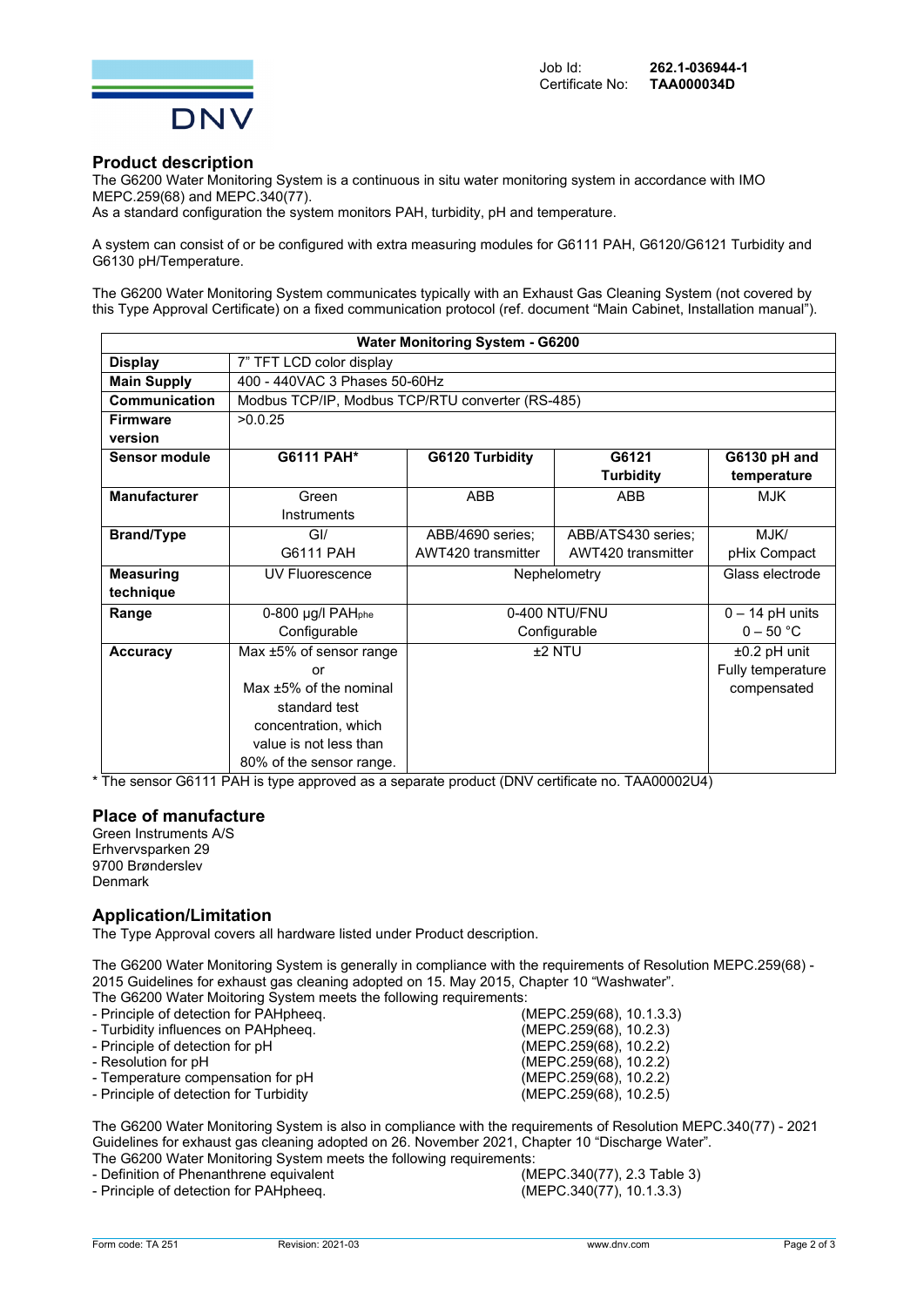Job Id: **262.1-036944-1**
Certificate No: **TAA000034D**

## Product description

The G6200 Water Monitoring System is a continuous in situ water monitoring system in accordance with IMO MEPC.259(68) and MEPC.340(77).
As a standard configuration the system monitors PAH, turbidity, pH and temperature.

A system can consist of or be configured with extra measuring modules for G6111 PAH, G6120/G6121 Turbidity and G6130 pH/Temperature.

The G6200 Water Monitoring System communicates typically with an Exhaust Gas Cleaning System (not covered by this Type Approval Certificate) on a fixed communication protocol (ref. document "Main Cabinet, Installation manual").

| Water Monitoring System - G6200 | | | | |
|---|---|---|---|---|
| **Display** | 7" TFT LCD color display | | | |
| **Main Supply** | 400 - 440VAC 3 Phases 50-60Hz | | | |
| **Communication** | Modbus TCP/IP, Modbus TCP/RTU converter (RS-485) | | | |
| **Firmware version** | >0.0.25 | | | |
| **Sensor module** | **G6111 PAH*** | **G6120 Turbidity** | **G6121 Turbidity** | **G6130 pH and temperature** |
| **Manufacturer** | Green Instruments | ABB | ABB | MJK |
| **Brand/Type** | GI/ G6111 PAH | ABB/4690 series; AWT420 transmitter | ABB/ATS430 series; AWT420 transmitter | MJK/ pHix Compact |
| **Measuring technique** | UV Fluorescence | Nephelometry | | Glass electrode |
| **Range** | 0-800 µg/l $PAH_{phe}$ Configurable | 0-400 NTU/FNU Configurable | | 0 – 14 pH units 0 – 50 °C |
| **Accuracy** | Max ±5% of sensor range or Max ±5% of the nominal standard test concentration, which value is not less than 80% of the sensor range. | ±2 NTU | | ±0.2 pH unit Fully temperature compensated |

* The sensor G6111 PAH is type approved as a separate product (DNV certificate no. TAA00002U4)

## Place of manufacture

Green Instruments A/S
Erhvervsparken 29
9700 Brønderslev
Denmark

## Application/Limitation

The Type Approval covers all hardware listed under Product description.

The G6200 Water Monitoring System is generally in compliance with the requirements of Resolution MEPC.259(68) - 2015 Guidelines for exhaust gas cleaning adopted on 15. May 2015, Chapter 10 "Washwater".
The G6200 Water Moitoring System meets the following requirements:

- Principle of detection for PAHpheeq. (MEPC.259(68), 10.1.3.3)
- Turbidity influences on PAHpheeq. (MEPC.259(68), 10.2.3)
- Principle of detection for pH (MEPC.259(68), 10.2.2)
- Resolution for pH (MEPC.259(68), 10.2.2)
- Temperature compensation for pH (MEPC.259(68), 10.2.2)
- Principle of detection for Turbidity (MEPC.259(68), 10.2.5)

The G6200 Water Monitoring System is also in compliance with the requirements of Resolution MEPC.340(77) - 2021 Guidelines for exhaust gas cleaning adopted on 26. November 2021, Chapter 10 "Discharge Water".
The G6200 Water Monitoring System meets the following requirements:

- Definition of Phenanthrene equivalent (MEPC.340(77), 2.3 Table 3)
- Principle of detection for PAHpheeq. (MEPC.340(77), 10.1.3.3)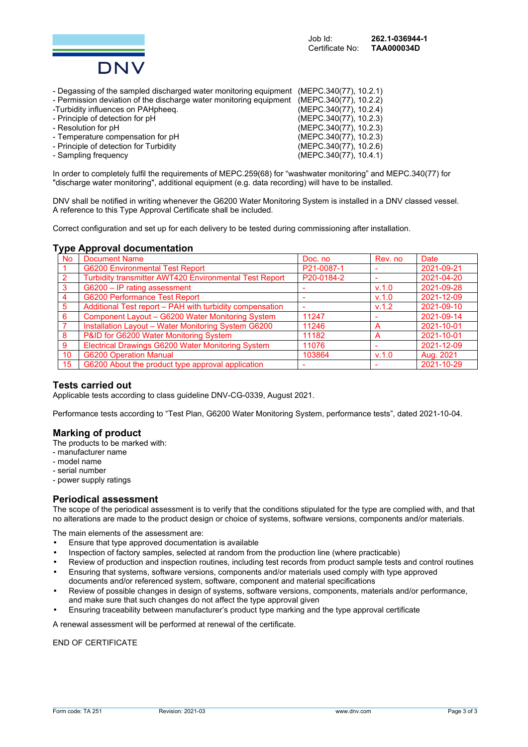- Degassing of the sampled discharged water monitoring equipment (MEPC.340(77), 10.2.1)
- Permission deviation of the discharge water monitoring equipment (MEPC.340(77), 10.2.2)
-Turbidity influences on PAHpheeq. (MEPC.340(77), 10.2.4)
- Principle of detection for pH (MEPC.340(77), 10.2.3)
- Resolution for pH (MEPC.340(77), 10.2.3)
- Temperature compensation for pH (MEPC.340(77), 10.2.3)
- Principle of detection for Turbidity (MEPC.340(77), 10.2.6)
- Sampling frequency (MEPC.340(77), 10.4.1)

In order to completely fulfil the requirements of MEPC.259(68) for "washwater monitoring" and MEPC.340(77) for "discharge water monitoring", additional equipment (e.g. data recording) will have to be installed.

DNV shall be notified in writing whenever the G6200 Water Monitoring System is installed in a DNV classed vessel. A reference to this Type Approval Certificate shall be included.

Correct configuration and set up for each delivery to be tested during commissioning after installation.

## Type Approval documentation

| No | Document Name | Doc. no | Rev. no | Date |
|---|---|---|---|---|
| 1 | G6200 Environmental Test Report | P21-0087-1 | - | 2021-09-21 |
| 2 | Turbidity transmitter AWT420 Environmental Test Report | P20-0184-2 | - | 2021-04-20 |
| 3 | G6200 – IP rating assessment | - | v.1.0 | 2021-09-28 |
| 4 | G6200 Performance Test Report | - | v.1.0 | 2021-12-09 |
| 5 | Additional Test report – PAH with turbidity compensation | - | v.1.2 | 2021-09-10 |
| 6 | Component Layout – G6200 Water Monitoring System | 11247 | - | 2021-09-14 |
| 7 | Installation Layout – Water Monitoring System G6200 | 11246 | A | 2021-10-01 |
| 8 | P&ID for G6200 Water Monitoring System | 11182 | A | 2021-10-01 |
| 9 | Electrical Drawings G6200 Water Monitoring System | 11076 | - | 2021-12-09 |
| 10 | G6200 Operation Manual | 103864 | v.1.0 | Aug. 2021 |
| 15 | G6200 About the product type approval application | - | - | 2021-10-29 |

## Tests carried out

Applicable tests according to class guideline DNV-CG-0339, August 2021.

Performance tests according to "Test Plan, G6200 Water Monitoring System, performance tests", dated 2021-10-04.

## Marking of product

The products to be marked with:
- manufacturer name
- model name
- serial number
- power supply ratings

## Periodical assessment

The scope of the periodical assessment is to verify that the conditions stipulated for the type are complied with, and that no alterations are made to the product design or choice of systems, software versions, components and/or materials.

The main elements of the assessment are:

- Ensure that type approved documentation is available
- Inspection of factory samples, selected at random from the production line (where practicable)
- Review of production and inspection routines, including test records from product sample tests and control routines
- Ensuring that systems, software versions, components and/or materials used comply with type approved documents and/or referenced system, software, component and material specifications
- Review of possible changes in design of systems, software versions, components, materials and/or performance, and make sure that such changes do not affect the type approval given
- Ensuring traceability between manufacturer's product type marking and the type approval certificate

A renewal assessment will be performed at renewal of the certificate.

END OF CERTIFICATE